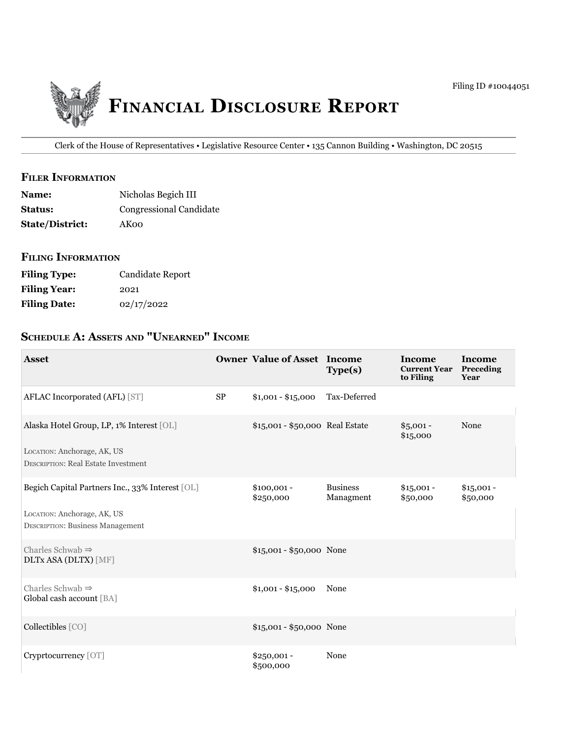Filing ID #10044051

# Financial Disclosure Report

Clerk of the House of Representatives • Legislative Resource Center • 135 Cannon Building • Washington, DC 20515

## Filer Information

| | |
|---|---|
| **Name:** | Nicholas Begich III |
| **Status:** | Congressional Candidate |
| **State/District:** | AK00 |

## Filing Information

| | |
|---|---|
| **Filing Type:** | Candidate Report |
| **Filing Year:** | 2021 |
| **Filing Date:** | 02/17/2022 |

## Schedule A: Assets and "Unearned" Income

| Asset | Owner | Value of Asset | Income Type(s) | Income Current Year to Filing | Income Preceding Year |
|---|---|---|---|---|---|
| AFLAC Incorporated (AFL) [ST] | SP | $1,001 - $15,000 | Tax-Deferred | | |
| Alaska Hotel Group, LP, 1% Interest [OL]<br>Location: Anchorage, AK, US<br>Description: Real Estate Investment | | $15,001 - $50,000 | Real Estate | $5,001 - $15,000 | None |
| Begich Capital Partners Inc., 33% Interest [OL]<br>Location: Anchorage, AK, US<br>Description: Business Management | | $100,001 - $250,000 | Business Managment | $15,001 - $50,000 | $15,001 - $50,000 |
| Charles Schwab ⇒<br>DLTx ASA (DLTX) [MF] | | $15,001 - $50,000 | None | | |
| Charles Schwab ⇒<br>Global cash account [BA] | | $1,001 - $15,000 | None | | |
| Collectibles [CO] | | $15,001 - $50,000 | None | | |
| Cryprtocurrency [OT] | | $250,001 - $500,000 | None | | |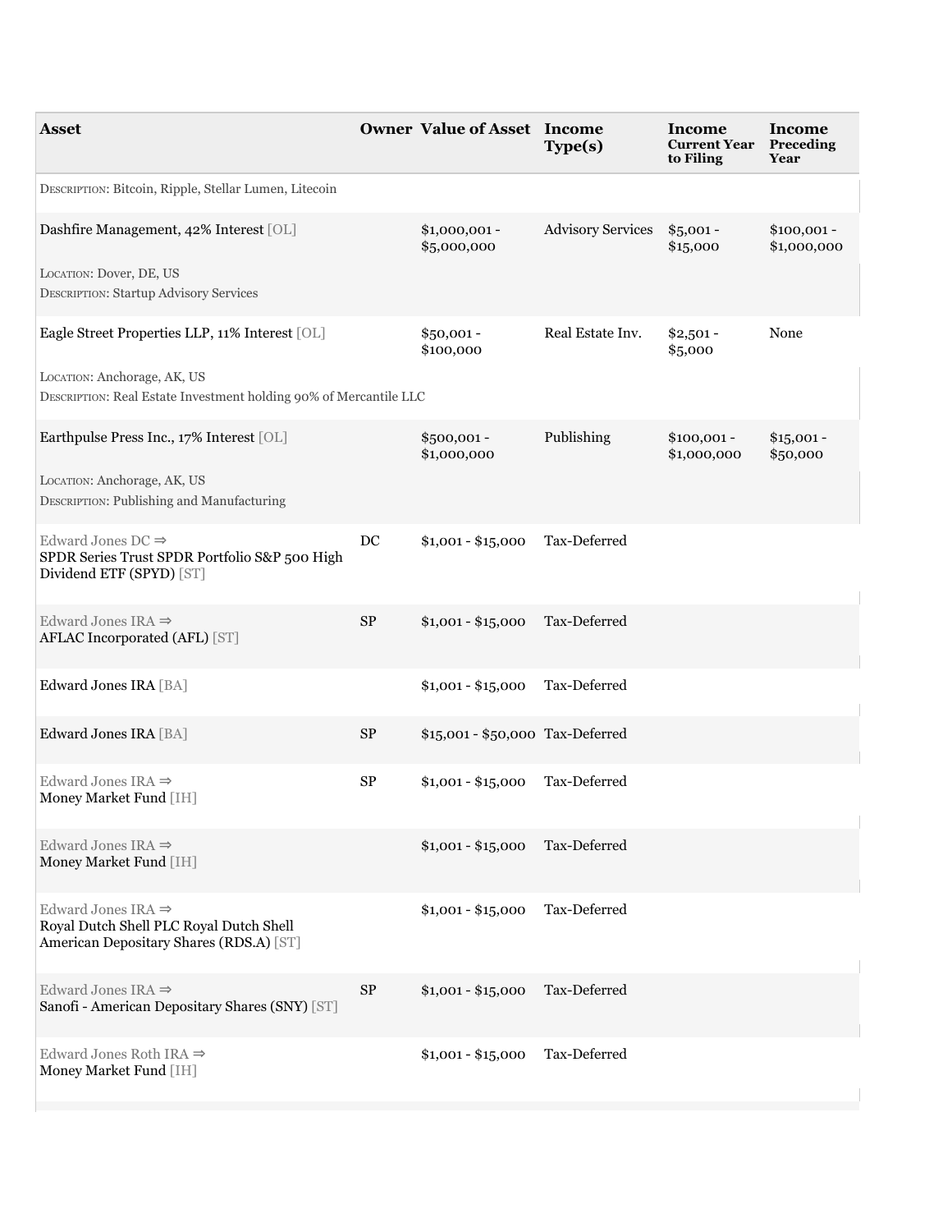| Asset | Owner | Value of Asset | Income Type(s) | Income Current Year to Filing | Income Preceding Year |
| --- | --- | --- | --- | --- | --- |
| DESCRIPTION: Bitcoin, Ripple, Stellar Lumen, Litecoin | | | | | |
| Dashfire Management, 42% Interest [OL]<br>LOCATION: Dover, DE, US<br>DESCRIPTION: Startup Advisory Services | | $1,000,001 - $5,000,000 | Advisory Services | $5,001 - $15,000 | $100,001 - $1,000,000 |
| Eagle Street Properties LLP, 11% Interest [OL]<br>LOCATION: Anchorage, AK, US<br>DESCRIPTION: Real Estate Investment holding 90% of Mercantile LLC | | $50,001 - $100,000 | Real Estate Inv. | $2,501 - $5,000 | None |
| Earthpulse Press Inc., 17% Interest [OL]<br>LOCATION: Anchorage, AK, US<br>DESCRIPTION: Publishing and Manufacturing | | $500,001 - $1,000,000 | Publishing | $100,001 - $1,000,000 | $15,001 - $50,000 |
| Edward Jones DC ⇒<br>SPDR Series Trust SPDR Portfolio S&P 500 High Dividend ETF (SPYD) [ST] | DC | $1,001 - $15,000 | Tax-Deferred | | |
| Edward Jones IRA ⇒<br>AFLAC Incorporated (AFL) [ST] | SP | $1,001 - $15,000 | Tax-Deferred | | |
| Edward Jones IRA [BA] | | $1,001 - $15,000 | Tax-Deferred | | |
| Edward Jones IRA [BA] | SP | $15,001 - $50,000 | Tax-Deferred | | |
| Edward Jones IRA ⇒<br>Money Market Fund [IH] | SP | $1,001 - $15,000 | Tax-Deferred | | |
| Edward Jones IRA ⇒<br>Money Market Fund [IH] | | $1,001 - $15,000 | Tax-Deferred | | |
| Edward Jones IRA ⇒<br>Royal Dutch Shell PLC Royal Dutch Shell American Depositary Shares (RDS.A) [ST] | | $1,001 - $15,000 | Tax-Deferred | | |
| Edward Jones IRA ⇒<br>Sanofi - American Depositary Shares (SNY) [ST] | SP | $1,001 - $15,000 | Tax-Deferred | | |
| Edward Jones Roth IRA ⇒<br>Money Market Fund [IH] | | $1,001 - $15,000 | Tax-Deferred | | |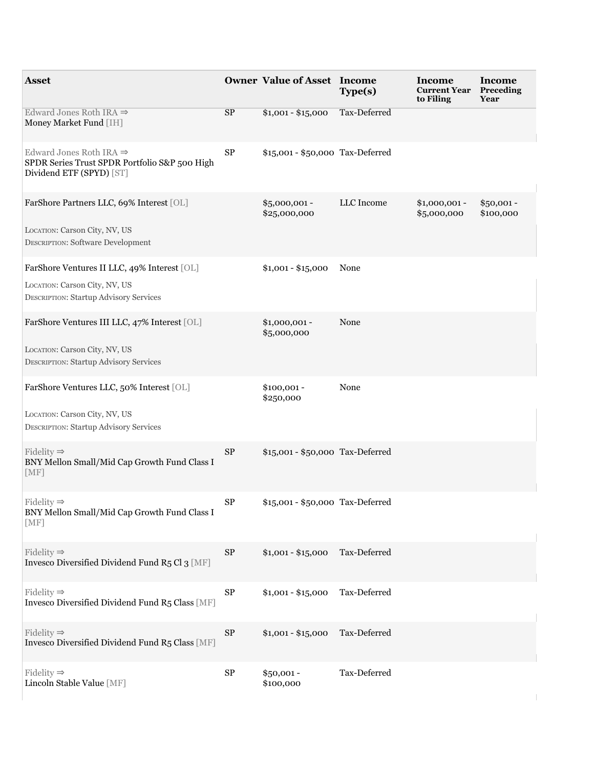| Asset | Owner | Value of Asset | Income Type(s) | Income Current Year to Filing | Income Preceding Year |
|---|---|---|---|---|---|
| Edward Jones Roth IRA ⇒<br>Money Market Fund [IH] | SP | $1,001 - $15,000 | Tax-Deferred | | |
| Edward Jones Roth IRA ⇒<br>SPDR Series Trust SPDR Portfolio S&P 500 High Dividend ETF (SPYD) [ST] | SP | $15,001 - $50,000 | Tax-Deferred | | |
| FarShore Partners LLC, 69% Interest [OL]<br><br>LOCATION: Carson City, NV, US<br>DESCRIPTION: Software Development | | $5,000,001 - $25,000,000 | LLC Income | $1,000,001 - $5,000,000 | $50,001 - $100,000 |
| FarShore Ventures II LLC, 49% Interest [OL]<br><br>LOCATION: Carson City, NV, US<br>DESCRIPTION: Startup Advisory Services | | $1,001 - $15,000 | None | | |
| FarShore Ventures III LLC, 47% Interest [OL]<br><br>LOCATION: Carson City, NV, US<br>DESCRIPTION: Startup Advisory Services | | $1,000,001 - $5,000,000 | None | | |
| FarShore Ventures LLC, 50% Interest [OL]<br><br>LOCATION: Carson City, NV, US<br>DESCRIPTION: Startup Advisory Services | | $100,001 - $250,000 | None | | |
| Fidelity ⇒<br>BNY Mellon Small/Mid Cap Growth Fund Class I [MF] | SP | $15,001 - $50,000 | Tax-Deferred | | |
| Fidelity ⇒<br>BNY Mellon Small/Mid Cap Growth Fund Class I [MF] | SP | $15,001 - $50,000 | Tax-Deferred | | |
| Fidelity ⇒<br>Invesco Diversified Dividend Fund R5 Cl 3 [MF] | SP | $1,001 - $15,000 | Tax-Deferred | | |
| Fidelity ⇒<br>Invesco Diversified Dividend Fund R5 Class [MF] | SP | $1,001 - $15,000 | Tax-Deferred | | |
| Fidelity ⇒<br>Invesco Diversified Dividend Fund R5 Class [MF] | SP | $1,001 - $15,000 | Tax-Deferred | | |
| Fidelity ⇒<br>Lincoln Stable Value [MF] | SP | $50,001 - $100,000 | Tax-Deferred | | |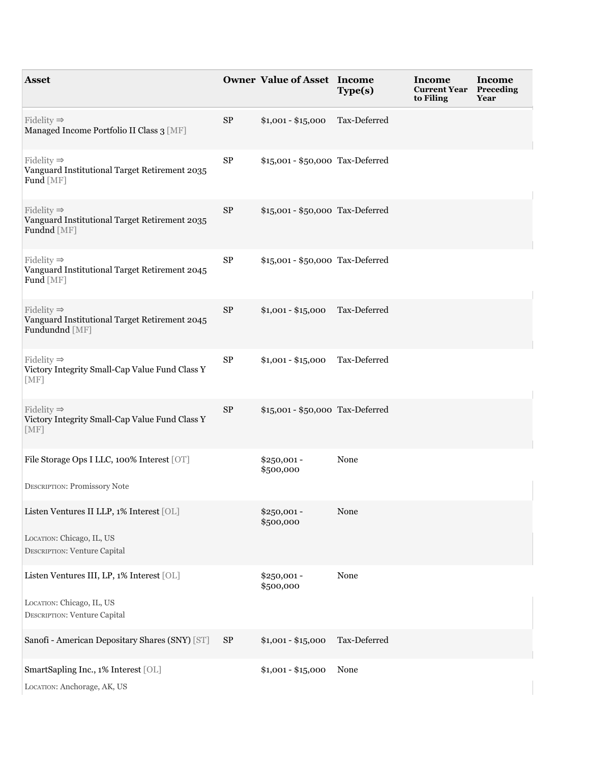| Asset | Owner | Value of Asset | Income Type(s) | Income Current Year to Filing | Income Preceding Year |
|---|---|---|---|---|---|
| Fidelity ⇒ Managed Income Portfolio II Class 3 [MF] | SP | $1,001 - $15,000 | Tax-Deferred | | |
| Fidelity ⇒ Vanguard Institutional Target Retirement 2035 Fund [MF] | SP | $15,001 - $50,000 | Tax-Deferred | | |
| Fidelity ⇒ Vanguard Institutional Target Retirement 2035 Fundnd [MF] | SP | $15,001 - $50,000 | Tax-Deferred | | |
| Fidelity ⇒ Vanguard Institutional Target Retirement 2045 Fund [MF] | SP | $15,001 - $50,000 | Tax-Deferred | | |
| Fidelity ⇒ Vanguard Institutional Target Retirement 2045 Fundundnd [MF] | SP | $1,001 - $15,000 | Tax-Deferred | | |
| Fidelity ⇒ Victory Integrity Small-Cap Value Fund Class Y [MF] | SP | $1,001 - $15,000 | Tax-Deferred | | |
| Fidelity ⇒ Victory Integrity Small-Cap Value Fund Class Y [MF] | SP | $15,001 - $50,000 | Tax-Deferred | | |
| File Storage Ops I LLC, 100% Interest [OT]<br>DESCRIPTION: Promissory Note | | $250,001 - $500,000 | None | | |
| Listen Ventures II LLP, 1% Interest [OL]<br>LOCATION: Chicago, IL, US<br>DESCRIPTION: Venture Capital | | $250,001 - $500,000 | None | | |
| Listen Ventures III, LP, 1% Interest [OL]<br>LOCATION: Chicago, IL, US<br>DESCRIPTION: Venture Capital | | $250,001 - $500,000 | None | | |
| Sanofi - American Depositary Shares (SNY) [ST] | SP | $1,001 - $15,000 | Tax-Deferred | | |
| SmartSapling Inc., 1% Interest [OL]<br>LOCATION: Anchorage, AK, US | | $1,001 - $15,000 | None | | |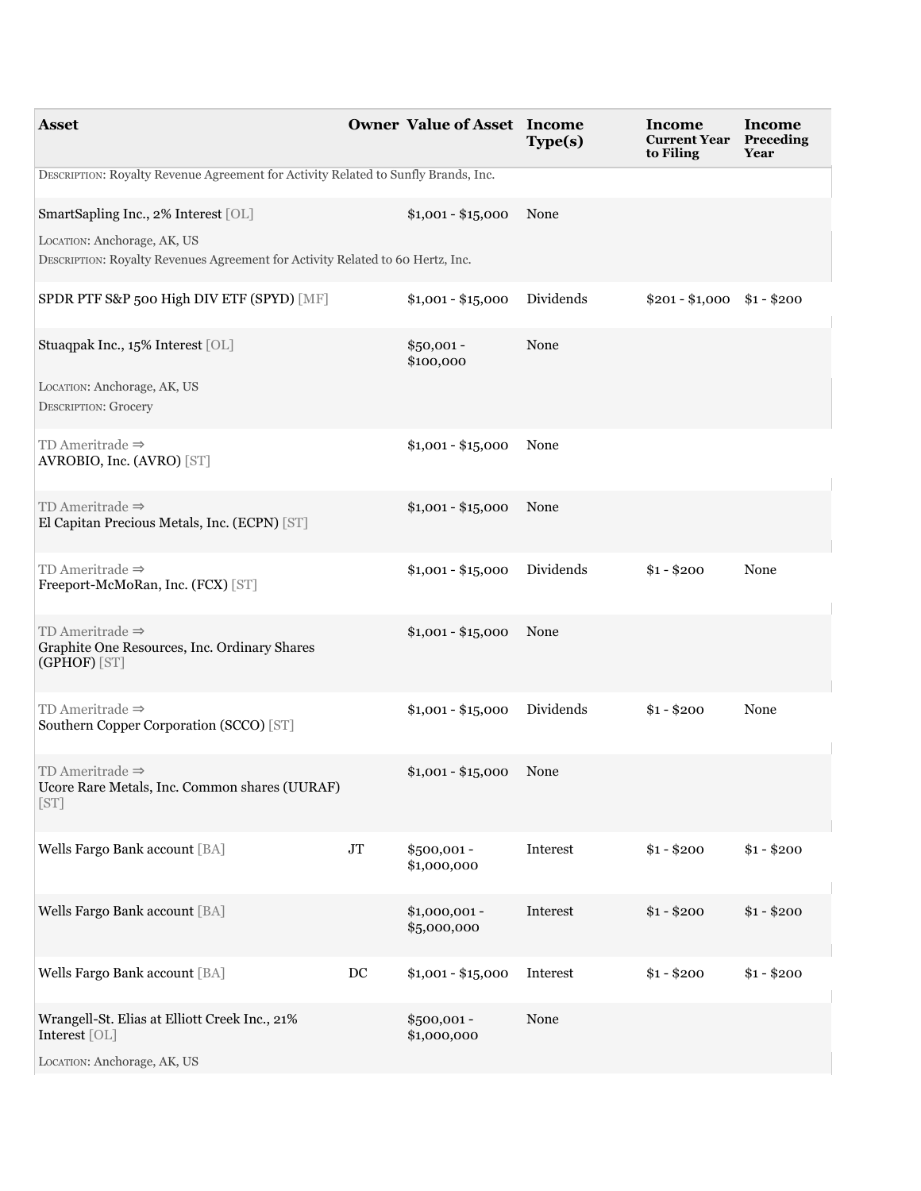| Asset | Owner | Value of Asset | Income Type(s) | Income Current Year to Filing | Income Preceding Year |
|---|---|---|---|---|---|
| DESCRIPTION: Royalty Revenue Agreement for Activity Related to Sunfly Brands, Inc. | | | | | |
| SmartSapling Inc., 2% Interest [OL] <br> LOCATION: Anchorage, AK, US <br> DESCRIPTION: Royalty Revenues Agreement for Activity Related to 60 Hertz, Inc. | | $1,001 - $15,000 | None | | |
| SPDR PTF S&P 500 High DIV ETF (SPYD) [MF] | | $1,001 - $15,000 | Dividends | $201 - $1,000 | $1 - $200 |
| Stuaqpak Inc., 15% Interest [OL] <br> LOCATION: Anchorage, AK, US <br> DESCRIPTION: Grocery | | $50,001 - $100,000 | None | | |
| TD Ameritrade ⇒ <br> AVROBIO, Inc. (AVRO) [ST] | | $1,001 - $15,000 | None | | |
| TD Ameritrade ⇒ <br> El Capitan Precious Metals, Inc. (ECPN) [ST] | | $1,001 - $15,000 | None | | |
| TD Ameritrade ⇒ <br> Freeport-McMoRan, Inc. (FCX) [ST] | | $1,001 - $15,000 | Dividends | $1 - $200 | None |
| TD Ameritrade ⇒ <br> Graphite One Resources, Inc. Ordinary Shares (GPHOF) [ST] | | $1,001 - $15,000 | None | | |
| TD Ameritrade ⇒ <br> Southern Copper Corporation (SCCO) [ST] | | $1,001 - $15,000 | Dividends | $1 - $200 | None |
| TD Ameritrade ⇒ <br> Ucore Rare Metals, Inc. Common shares (UURAF) [ST] | | $1,001 - $15,000 | None | | |
| Wells Fargo Bank account [BA] | JT | $500,001 - $1,000,000 | Interest | $1 - $200 | $1 - $200 |
| Wells Fargo Bank account [BA] | | $1,000,001 - $5,000,000 | Interest | $1 - $200 | $1 - $200 |
| Wells Fargo Bank account [BA] | DC | $1,001 - $15,000 | Interest | $1 - $200 | $1 - $200 |
| Wrangell-St. Elias at Elliott Creek Inc., 21% Interest [OL] <br> LOCATION: Anchorage, AK, US | | $500,001 - $1,000,000 | None | | |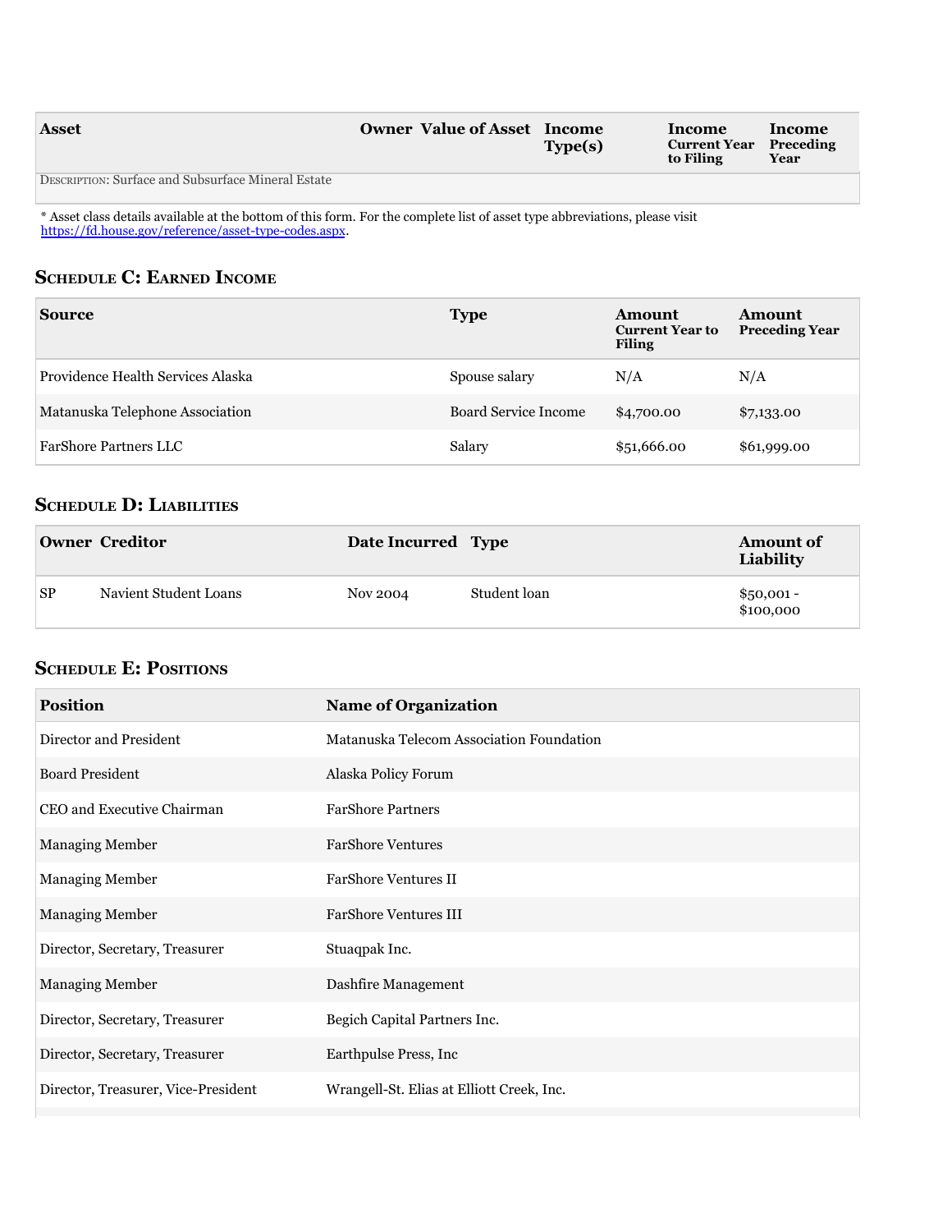| Asset | Owner | Value of Asset | Income Type(s) | Income Current Year to Filing | Income Preceding Year |
|---|---|---|---|---|---|
| DESCRIPTION: Surface and Subsurface Mineral Estate | | | | | |

* Asset class details available at the bottom of this form. For the complete list of asset type abbreviations, please visit https://fd.house.gov/reference/asset-type-codes.aspx.

## Schedule C: Earned Income

| Source | Type | Amount Current Year to Filing | Amount Preceding Year |
|---|---|---|---|
| Providence Health Services Alaska | Spouse salary | N/A | N/A |
| Matanuska Telephone Association | Board Service Income | $4,700.00 | $7,133.00 |
| FarShore Partners LLC | Salary | $51,666.00 | $61,999.00 |

## Schedule D: Liabilities

| Owner | Creditor | Date Incurred | Type | Amount of Liability |
|---|---|---|---|---|
| SP | Navient Student Loans | Nov 2004 | Student loan | $50,001 - $100,000 |

## Schedule E: Positions

| Position | Name of Organization |
|---|---|
| Director and President | Matanuska Telecom Association Foundation |
| Board President | Alaska Policy Forum |
| CEO and Executive Chairman | FarShore Partners |
| Managing Member | FarShore Ventures |
| Managing Member | FarShore Ventures II |
| Managing Member | FarShore Ventures III |
| Director, Secretary, Treasurer | Stuaqpak Inc. |
| Managing Member | Dashfire Management |
| Director, Secretary, Treasurer | Begich Capital Partners Inc. |
| Director, Secretary, Treasurer | Earthpulse Press, Inc |
| Director, Treasurer, Vice-President | Wrangell-St. Elias at Elliott Creek, Inc. |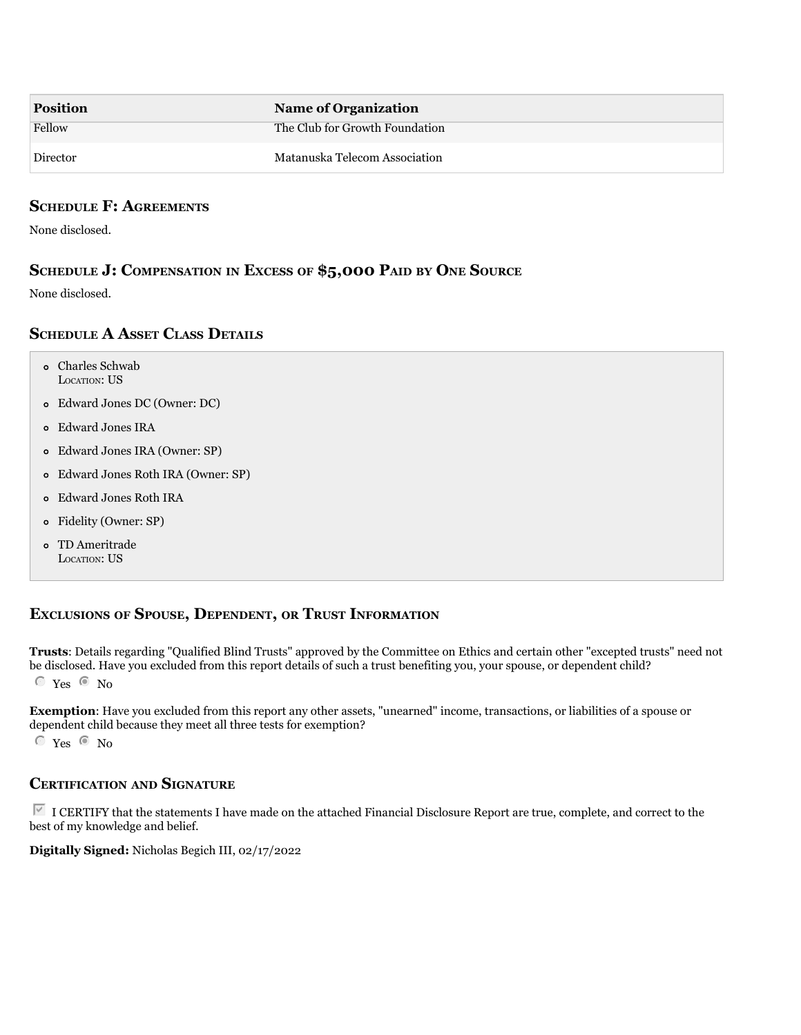| Position | Name of Organization |
| --- | --- |
| Fellow | The Club for Growth Foundation |
| Director | Matanuska Telecom Association |

## Schedule F: Agreements

None disclosed.

## Schedule J: Compensation in Excess of $5,000 Paid by One Source

None disclosed.

## Schedule A Asset Class Details

- Charles Schwab
  Location: US
- Edward Jones DC (Owner: DC)
- Edward Jones IRA
- Edward Jones IRA (Owner: SP)
- Edward Jones Roth IRA (Owner: SP)
- Edward Jones Roth IRA
- Fidelity (Owner: SP)
- TD Ameritrade
  Location: US

## Exclusions of Spouse, Dependent, or Trust Information

**Trusts**: Details regarding "Qualified Blind Trusts" approved by the Committee on Ethics and certain other "excepted trusts" need not be disclosed. Have you excluded from this report details of such a trust benefiting you, your spouse, or dependent child?

○ Yes ◉ No

**Exemption**: Have you excluded from this report any other assets, "unearned" income, transactions, or liabilities of a spouse or dependent child because they meet all three tests for exemption?

○ Yes ◉ No

## Certification and Signature

☑ I CERTIFY that the statements I have made on the attached Financial Disclosure Report are true, complete, and correct to the best of my knowledge and belief.

**Digitally Signed:** Nicholas Begich III, 02/17/2022